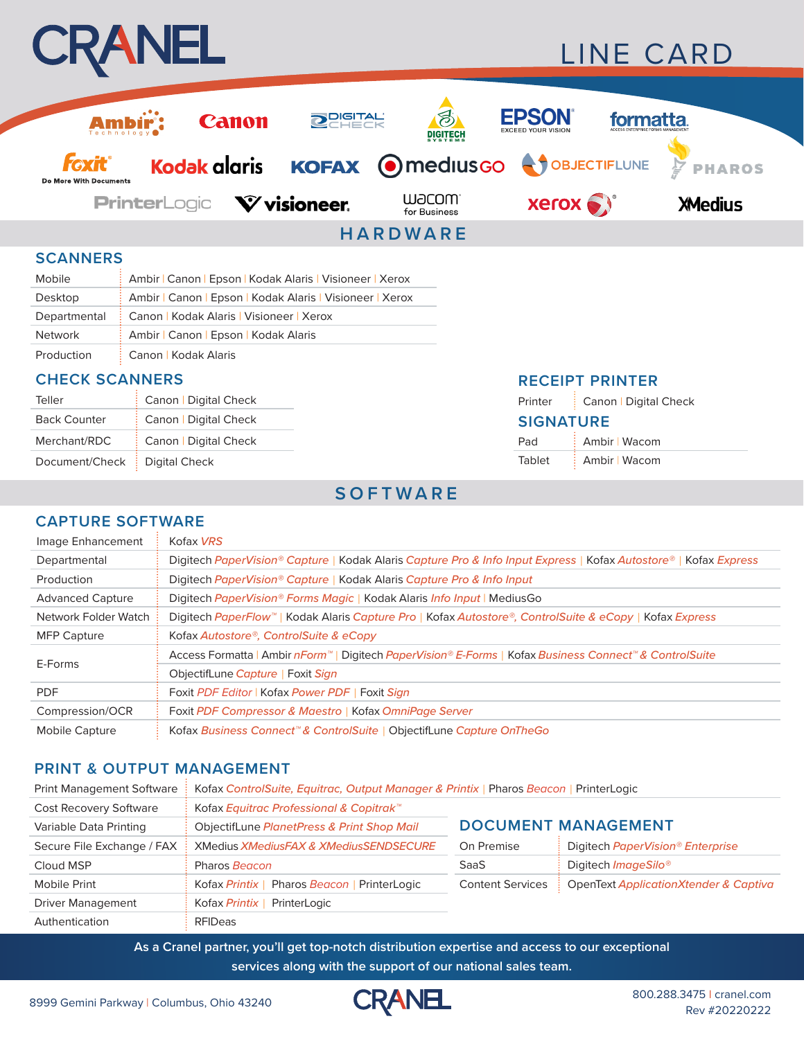# CRANEL

## LINE CARD

Ambir Technology | Canon | Digital Check | Digitech Systems | Epson Exceed Your Vision | formatta | Foxit Do More With Documents | Kodak alaris | KOFAX | mediusGO | OBJECTIFLUNE | PHAROS | PrinterLogic | visioneer | wacom for Business | xerox | XMedius

# HARDWARE

## SCANNERS

| | |
|---|---|
| Mobile | Ambir \| Canon \| Epson \| Kodak Alaris \| Visioneer \| Xerox |
| Desktop | Ambir \| Canon \| Epson \| Kodak Alaris \| Visioneer \| Xerox |
| Departmental | Canon \| Kodak Alaris \| Visioneer \| Xerox |
| Network | Ambir \| Canon \| Epson \| Kodak Alaris |
| Production | Canon \| Kodak Alaris |

## CHECK SCANNERS

| | |
|---|---|
| Teller | Canon \| Digital Check |
| Back Counter | Canon \| Digital Check |
| Merchant/RDC | Canon \| Digital Check |
| Document/Check | Digital Check |

## RECEIPT PRINTER

| | |
|---|---|
| Printer | Canon \| Digital Check |

## SIGNATURE

| | |
|---|---|
| Pad | Ambir \| Wacom |
| Tablet | Ambir \| Wacom |

# SOFTWARE

## CAPTURE SOFTWARE

| | |
|---|---|
| Image Enhancement | Kofax *VRS* |
| Departmental | Digitech *PaperVision® Capture* \| Kodak Alaris *Capture Pro & Info Input Express* \| Kofax *Autostore®* \| Kofax *Express* |
| Production | Digitech *PaperVision® Capture* \| Kodak Alaris *Capture Pro & Info Input* |
| Advanced Capture | Digitech *PaperVision® Forms Magic* \| Kodak Alaris *Info Input* \| MediusGo |
| Network Folder Watch | Digitech *PaperFlow™* \| Kodak Alaris *Capture Pro* \| Kofax *Autostore®, ControlSuite & eCopy* \| Kofax *Express* |
| MFP Capture | Kofax *Autostore®, ControlSuite & eCopy* |
| E-Forms | Access Formatta \| Ambir *nForm™* \| Digitech *PaperVision® E-Forms* \| Kofax *Business Connect™ & ControlSuite* |
| | ObjectifLune *Capture* \| Foxit *Sign* |
| PDF | Foxit *PDF Editor* \| Kofax *Power PDF* \| Foxit *Sign* |
| Compression/OCR | Foxit *PDF Compressor & Maestro* \| Kofax *OmniPage Server* |
| Mobile Capture | Kofax *Business Connect™ & ControlSuite* \| ObjectifLune *Capture OnTheGo* |

## PRINT & OUTPUT MANAGEMENT

| | |
|---|---|
| Print Management Software | Kofax *ControlSuite, Equitrac, Output Manager & Printix* \| Pharos *Beacon* \| PrinterLogic |
| Cost Recovery Software | Kofax *Equitrac Professional & Copitrak™* |
| Variable Data Printing | ObjectifLune *PlanetPress & Print Shop Mail* |
| Secure File Exchange / FAX | XMedius *XMediusFAX & XMediusSENDSECURE* |
| Cloud MSP | Pharos *Beacon* |
| Mobile Print | Kofax *Printix* \| Pharos *Beacon* \| PrinterLogic |
| Driver Management | Kofax *Printix* \| PrinterLogic |
| Authentication | RFIDeas |

## DOCUMENT MANAGEMENT

| | |
|---|---|
| On Premise | Digitech *PaperVision® Enterprise* |
| SaaS | Digitech *ImageSilo®* |
| Content Services | OpenText *ApplicationXtender & Captiva* |

**As a Cranel partner, you'll get top-notch distribution expertise and access to our exceptional services along with the support of our national sales team.**

8999 Gemini Parkway | Columbus, Ohio 43240

CRANEL

800.288.3475 | cranel.com
Rev #20220222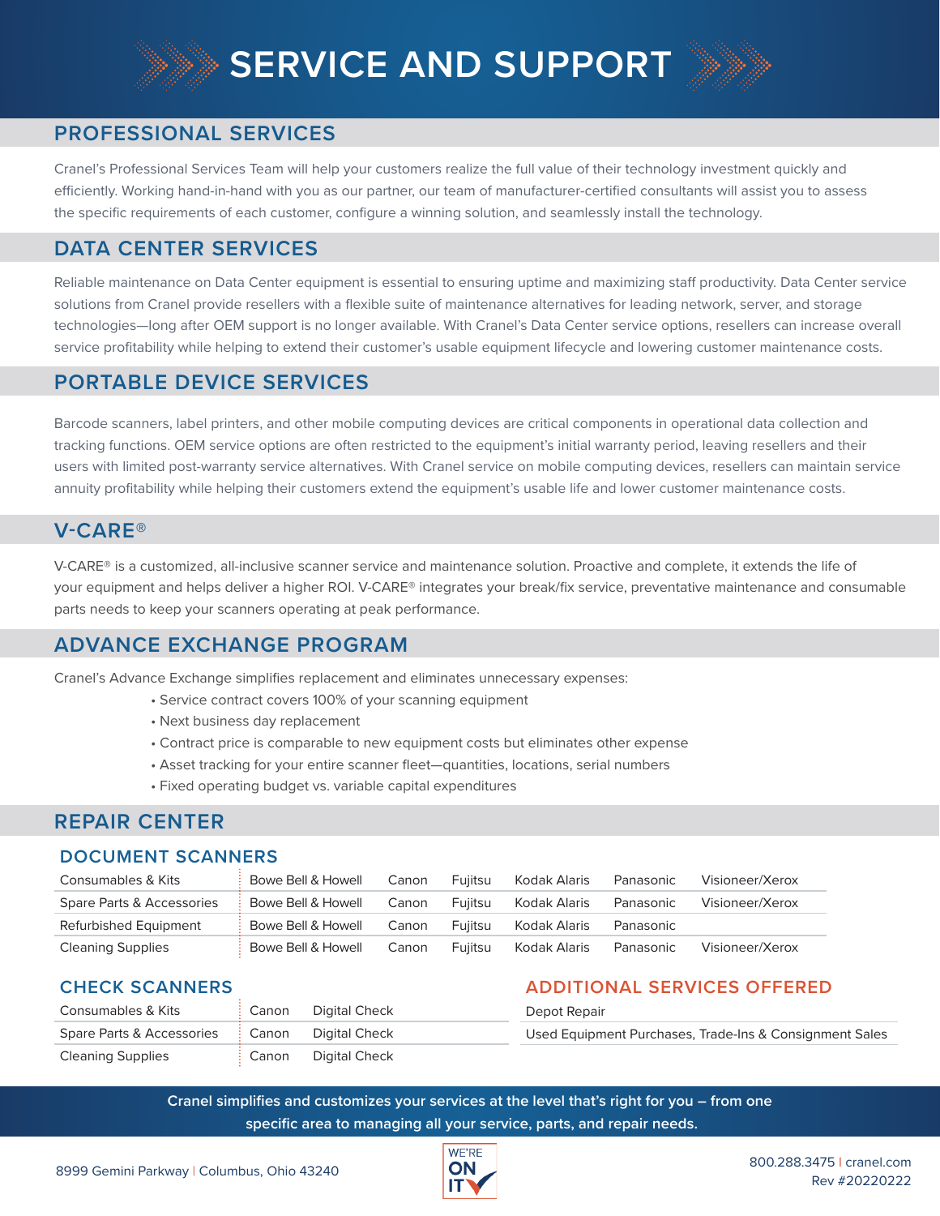# SERVICE AND SUPPORT

## PROFESSIONAL SERVICES

Cranel's Professional Services Team will help your customers realize the full value of their technology investment quickly and efficiently. Working hand-in-hand with you as our partner, our team of manufacturer-certified consultants will assist you to assess the specific requirements of each customer, configure a winning solution, and seamlessly install the technology.

## DATA CENTER SERVICES

Reliable maintenance on Data Center equipment is essential to ensuring uptime and maximizing staff productivity. Data Center service solutions from Cranel provide resellers with a flexible suite of maintenance alternatives for leading network, server, and storage technologies—long after OEM support is no longer available. With Cranel's Data Center service options, resellers can increase overall service profitability while helping to extend their customer's usable equipment lifecycle and lowering customer maintenance costs.

## PORTABLE DEVICE SERVICES

Barcode scanners, label printers, and other mobile computing devices are critical components in operational data collection and tracking functions. OEM service options are often restricted to the equipment's initial warranty period, leaving resellers and their users with limited post-warranty service alternatives. With Cranel service on mobile computing devices, resellers can maintain service annuity profitability while helping their customers extend the equipment's usable life and lower customer maintenance costs.

## V-CARE®

V-CARE® is a customized, all-inclusive scanner service and maintenance solution. Proactive and complete, it extends the life of your equipment and helps deliver a higher ROI. V-CARE® integrates your break/fix service, preventative maintenance and consumable parts needs to keep your scanners operating at peak performance.

## ADVANCE EXCHANGE PROGRAM

Cranel's Advance Exchange simplifies replacement and eliminates unnecessary expenses:

- Service contract covers 100% of your scanning equipment
- Next business day replacement
- Contract price is comparable to new equipment costs but eliminates other expense
- Asset tracking for your entire scanner fleet—quantities, locations, serial numbers
- Fixed operating budget vs. variable capital expenditures

## REPAIR CENTER

### DOCUMENT SCANNERS

| | | | | | | |
|---|---|---|---|---|---|---|
| Consumables & Kits | Bowe Bell & Howell | Canon | Fujitsu | Kodak Alaris | Panasonic | Visioneer/Xerox |
| Spare Parts & Accessories | Bowe Bell & Howell | Canon | Fujitsu | Kodak Alaris | Panasonic | Visioneer/Xerox |
| Refurbished Equipment | Bowe Bell & Howell | Canon | Fujitsu | Kodak Alaris | Panasonic | |
| Cleaning Supplies | Bowe Bell & Howell | Canon | Fujitsu | Kodak Alaris | Panasonic | Visioneer/Xerox |

### CHECK SCANNERS

| | | |
|---|---|---|
| Consumables & Kits | Canon | Digital Check |
| Spare Parts & Accessories | Canon | Digital Check |
| Cleaning Supplies | Canon | Digital Check |

### ADDITIONAL SERVICES OFFERED

- Depot Repair
- Used Equipment Purchases, Trade-Ins & Consignment Sales

**Cranel simplifies and customizes your services at the level that's right for you – from one specific area to managing all your service, parts, and repair needs.**

8999 Gemini Parkway | Columbus, Ohio 43240

WE'RE ON IT

800.288.3475 | cranel.com
Rev #20220222